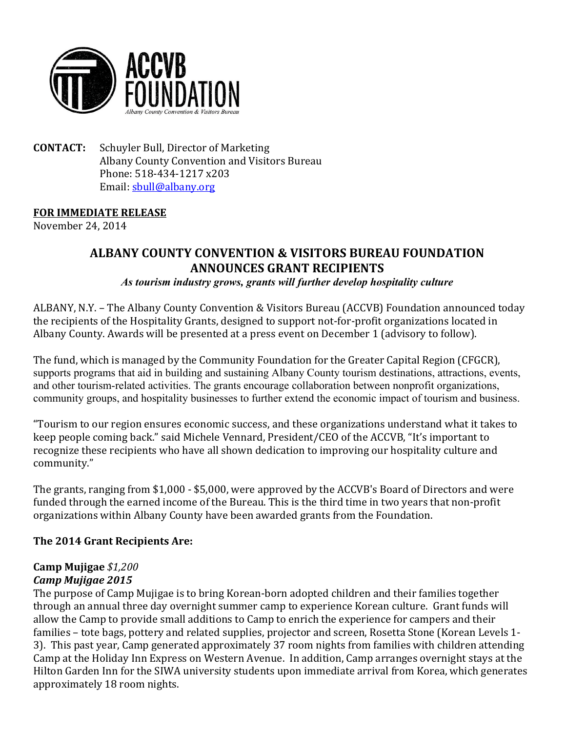ACCVB FOUNDATION

Albany County Convention & Visitors Bureau

**CONTACT:** Schuyler Bull, Director of Marketing
Albany County Convention and Visitors Bureau
Phone: 518-434-1217 x203
Email: sbull@albany.org

**FOR IMMEDIATE RELEASE**
November 24, 2014

# ALBANY COUNTY CONVENTION & VISITORS BUREAU FOUNDATION ANNOUNCES GRANT RECIPIENTS

***As tourism industry grows, grants will further develop hospitality culture***

ALBANY, N.Y. – The Albany County Convention & Visitors Bureau (ACCVB) Foundation announced today the recipients of the Hospitality Grants, designed to support not-for-profit organizations located in Albany County. Awards will be presented at a press event on December 1 (advisory to follow).

The fund, which is managed by the Community Foundation for the Greater Capital Region (CFGCR), supports programs that aid in building and sustaining Albany County tourism destinations, attractions, events, and other tourism-related activities. The grants encourage collaboration between nonprofit organizations, community groups, and hospitality businesses to further extend the economic impact of tourism and business.

"Tourism to our region ensures economic success, and these organizations understand what it takes to keep people coming back." said Michele Vennard, President/CEO of the ACCVB, "It's important to recognize these recipients who have all shown dedication to improving our hospitality culture and community."

The grants, ranging from $1,000 - $5,000, were approved by the ACCVB's Board of Directors and were funded through the earned income of the Bureau. This is the third time in two years that non-profit organizations within Albany County have been awarded grants from the Foundation.

## The 2014 Grant Recipients Are:

**Camp Mujigae** *$1,200*
***Camp Mujigae 2015***
The purpose of Camp Mujigae is to bring Korean-born adopted children and their families together through an annual three day overnight summer camp to experience Korean culture. Grant funds will allow the Camp to provide small additions to Camp to enrich the experience for campers and their families – tote bags, pottery and related supplies, projector and screen, Rosetta Stone (Korean Levels 1-3). This past year, Camp generated approximately 37 room nights from families with children attending Camp at the Holiday Inn Express on Western Avenue. In addition, Camp arranges overnight stays at the Hilton Garden Inn for the SIWA university students upon immediate arrival from Korea, which generates approximately 18 room nights.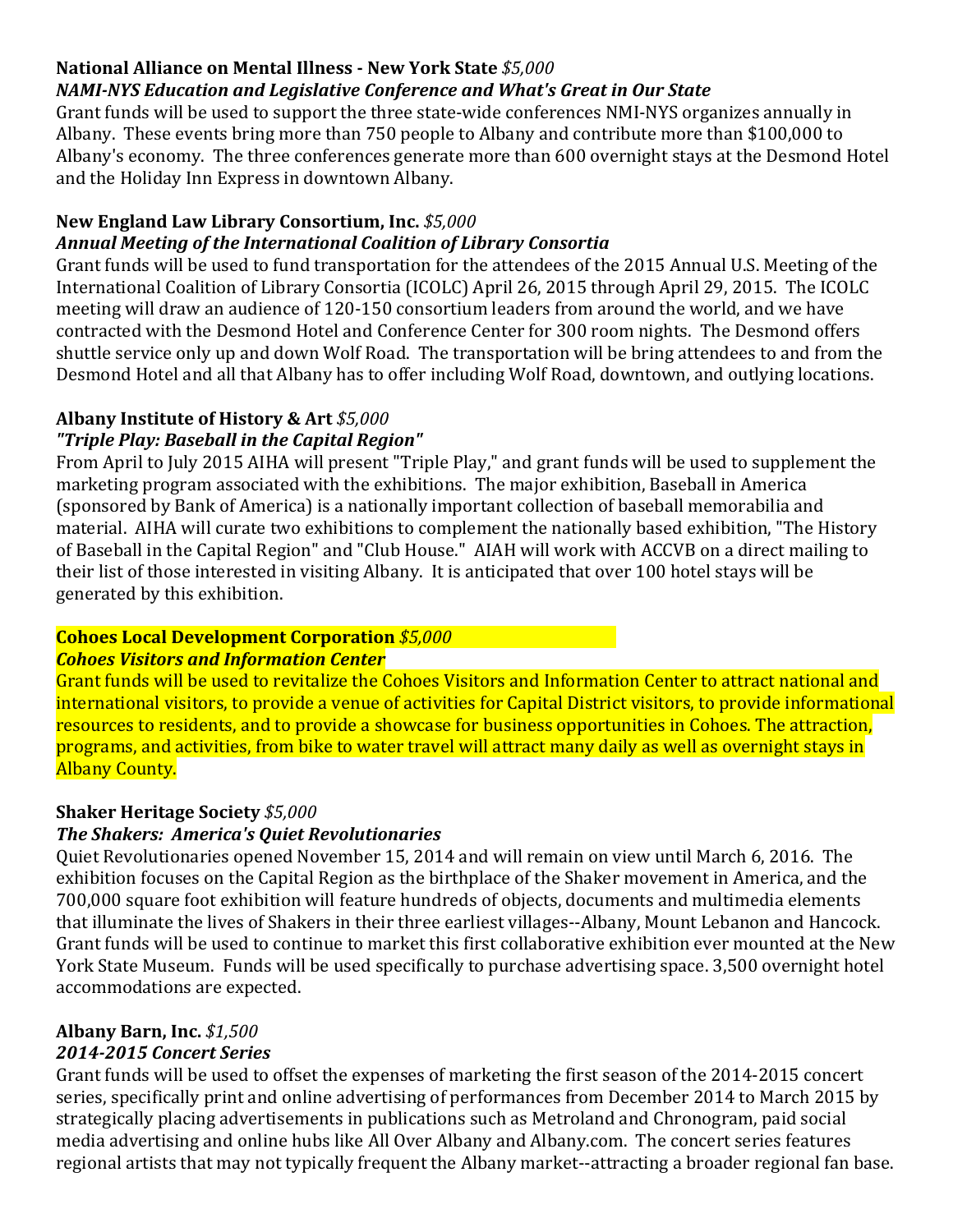**National Alliance on Mental Illness - New York State** *$5,000*
***NAMI-NYS Education and Legislative Conference and What's Great in Our State***
Grant funds will be used to support the three state-wide conferences NMI-NYS organizes annually in Albany. These events bring more than 750 people to Albany and contribute more than $100,000 to Albany's economy. The three conferences generate more than 600 overnight stays at the Desmond Hotel and the Holiday Inn Express in downtown Albany.

**New England Law Library Consortium, Inc.** *$5,000*
***Annual Meeting of the International Coalition of Library Consortia***
Grant funds will be used to fund transportation for the attendees of the 2015 Annual U.S. Meeting of the International Coalition of Library Consortia (ICOLC) April 26, 2015 through April 29, 2015. The ICOLC meeting will draw an audience of 120-150 consortium leaders from around the world, and we have contracted with the Desmond Hotel and Conference Center for 300 room nights. The Desmond offers shuttle service only up and down Wolf Road. The transportation will be bring attendees to and from the Desmond Hotel and all that Albany has to offer including Wolf Road, downtown, and outlying locations.

**Albany Institute of History & Art** *$5,000*
***"Triple Play: Baseball in the Capital Region"***
From April to July 2015 AIHA will present "Triple Play," and grant funds will be used to supplement the marketing program associated with the exhibitions. The major exhibition, Baseball in America (sponsored by Bank of America) is a nationally important collection of baseball memorabilia and material. AIHA will curate two exhibitions to complement the nationally based exhibition, "The History of Baseball in the Capital Region" and "Club House." AIAH will work with ACCVB on a direct mailing to their list of those interested in visiting Albany. It is anticipated that over 100 hotel stays will be generated by this exhibition.

**Cohoes Local Development Corporation** *$5,000*
***Cohoes Visitors and Information Center***
Grant funds will be used to revitalize the Cohoes Visitors and Information Center to attract national and international visitors, to provide a venue of activities for Capital District visitors, to provide informational resources to residents, and to provide a showcase for business opportunities in Cohoes. The attraction, programs, and activities, from bike to water travel will attract many daily as well as overnight stays in Albany County.

**Shaker Heritage Society** *$5,000*
***The Shakers: America's Quiet Revolutionaries***
Quiet Revolutionaries opened November 15, 2014 and will remain on view until March 6, 2016. The exhibition focuses on the Capital Region as the birthplace of the Shaker movement in America, and the 700,000 square foot exhibition will feature hundreds of objects, documents and multimedia elements that illuminate the lives of Shakers in their three earliest villages--Albany, Mount Lebanon and Hancock. Grant funds will be used to continue to market this first collaborative exhibition ever mounted at the New York State Museum. Funds will be used specifically to purchase advertising space. 3,500 overnight hotel accommodations are expected.

**Albany Barn, Inc.** *$1,500*
***2014-2015 Concert Series***
Grant funds will be used to offset the expenses of marketing the first season of the 2014-2015 concert series, specifically print and online advertising of performances from December 2014 to March 2015 by strategically placing advertisements in publications such as Metroland and Chronogram, paid social media advertising and online hubs like All Over Albany and Albany.com. The concert series features regional artists that may not typically frequent the Albany market--attracting a broader regional fan base.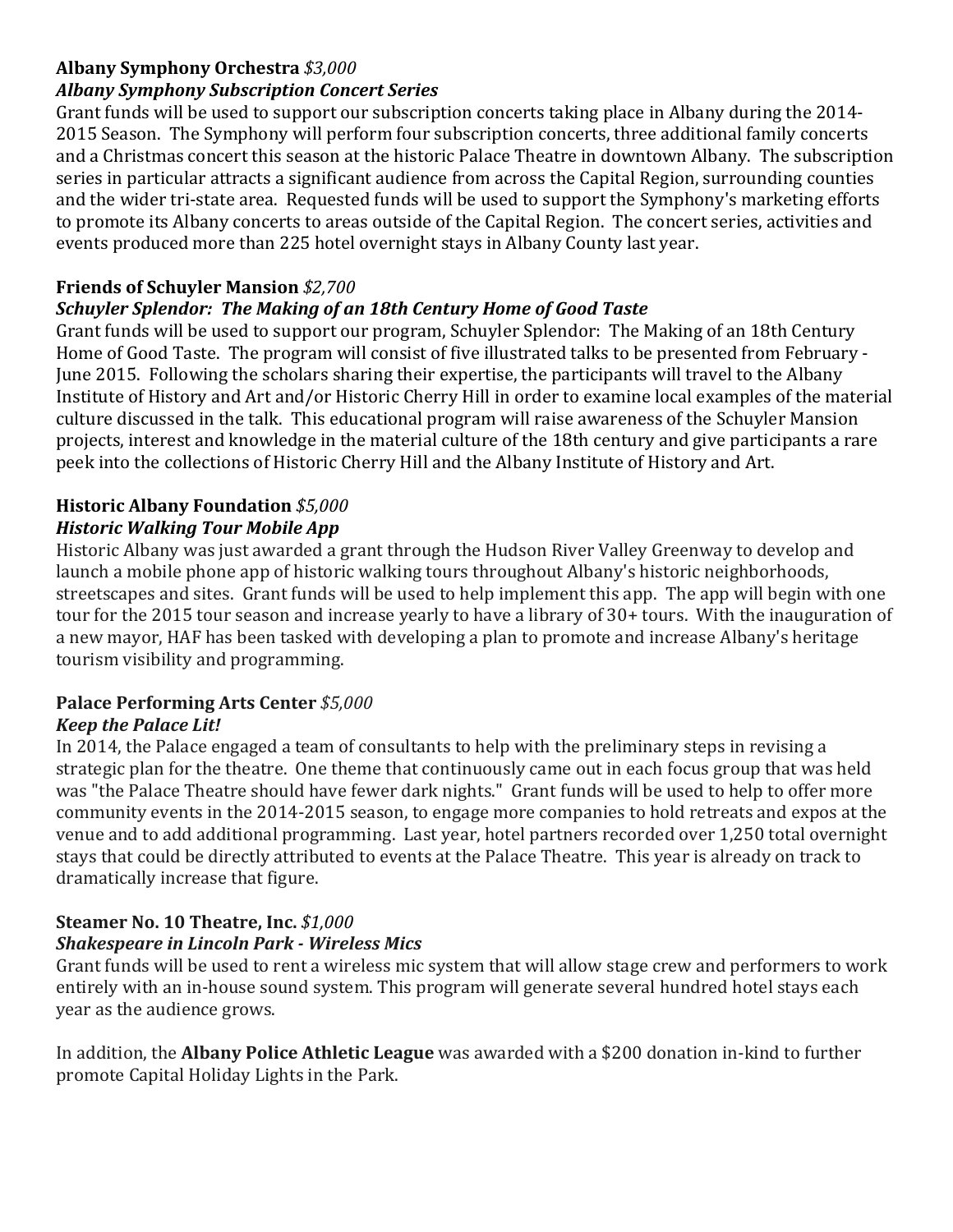**Albany Symphony Orchestra** *$3,000*
***Albany Symphony Subscription Concert Series***
Grant funds will be used to support our subscription concerts taking place in Albany during the 2014-2015 Season. The Symphony will perform four subscription concerts, three additional family concerts and a Christmas concert this season at the historic Palace Theatre in downtown Albany. The subscription series in particular attracts a significant audience from across the Capital Region, surrounding counties and the wider tri-state area. Requested funds will be used to support the Symphony's marketing efforts to promote its Albany concerts to areas outside of the Capital Region. The concert series, activities and events produced more than 225 hotel overnight stays in Albany County last year.

**Friends of Schuyler Mansion** *$2,700*
***Schuyler Splendor: The Making of an 18th Century Home of Good Taste***
Grant funds will be used to support our program, Schuyler Splendor: The Making of an 18th Century Home of Good Taste. The program will consist of five illustrated talks to be presented from February - June 2015. Following the scholars sharing their expertise, the participants will travel to the Albany Institute of History and Art and/or Historic Cherry Hill in order to examine local examples of the material culture discussed in the talk. This educational program will raise awareness of the Schuyler Mansion projects, interest and knowledge in the material culture of the 18th century and give participants a rare peek into the collections of Historic Cherry Hill and the Albany Institute of History and Art.

**Historic Albany Foundation** *$5,000*
***Historic Walking Tour Mobile App***
Historic Albany was just awarded a grant through the Hudson River Valley Greenway to develop and launch a mobile phone app of historic walking tours throughout Albany's historic neighborhoods, streetscapes and sites. Grant funds will be used to help implement this app. The app will begin with one tour for the 2015 tour season and increase yearly to have a library of 30+ tours. With the inauguration of a new mayor, HAF has been tasked with developing a plan to promote and increase Albany's heritage tourism visibility and programming.

**Palace Performing Arts Center** *$5,000*
***Keep the Palace Lit!***
In 2014, the Palace engaged a team of consultants to help with the preliminary steps in revising a strategic plan for the theatre. One theme that continuously came out in each focus group that was held was "the Palace Theatre should have fewer dark nights." Grant funds will be used to help to offer more community events in the 2014-2015 season, to engage more companies to hold retreats and expos at the venue and to add additional programming. Last year, hotel partners recorded over 1,250 total overnight stays that could be directly attributed to events at the Palace Theatre. This year is already on track to dramatically increase that figure.

**Steamer No. 10 Theatre, Inc.** *$1,000*
***Shakespeare in Lincoln Park - Wireless Mics***
Grant funds will be used to rent a wireless mic system that will allow stage crew and performers to work entirely with an in-house sound system. This program will generate several hundred hotel stays each year as the audience grows.

In addition, the **Albany Police Athletic League** was awarded with a $200 donation in-kind to further promote Capital Holiday Lights in the Park.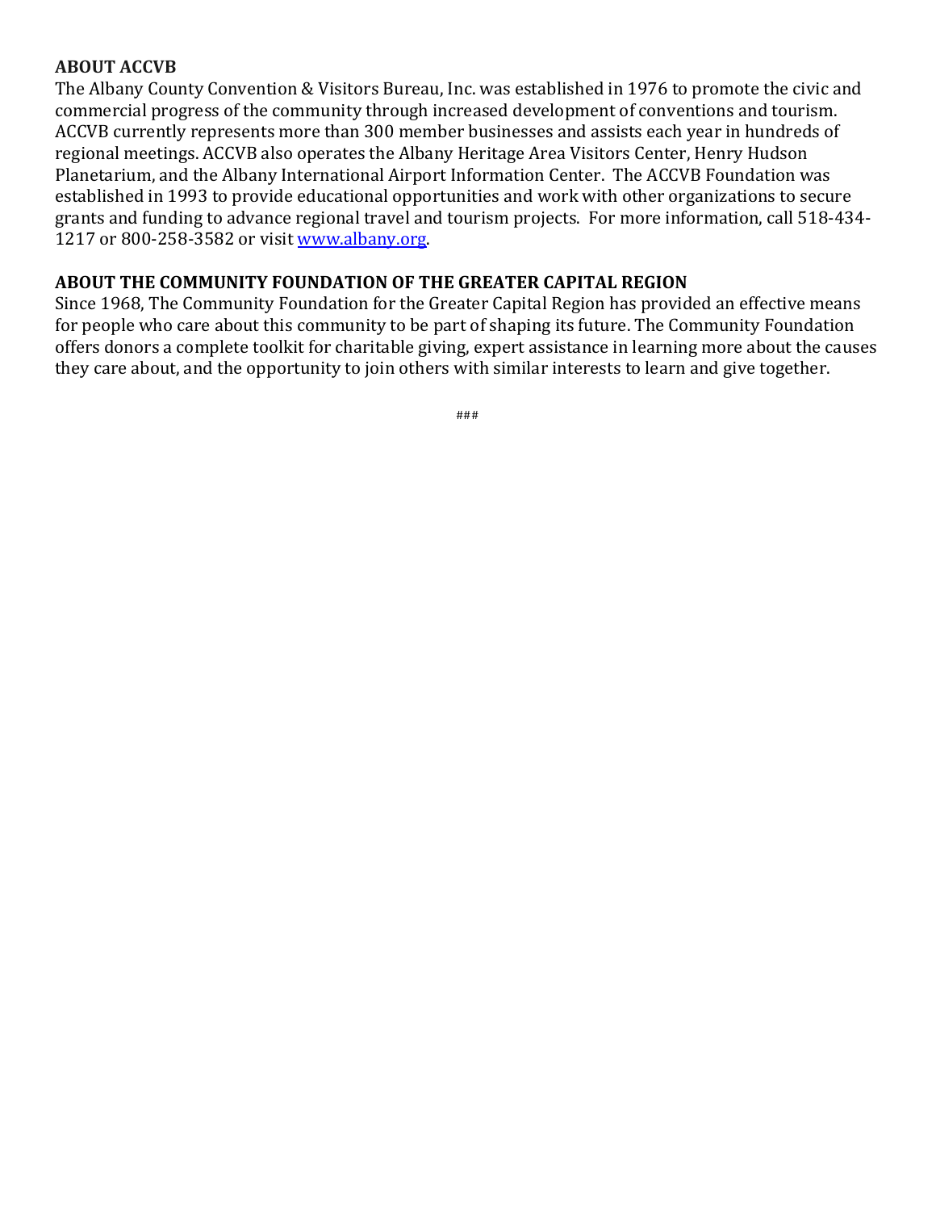**ABOUT ACCVB**

The Albany County Convention & Visitors Bureau, Inc. was established in 1976 to promote the civic and commercial progress of the community through increased development of conventions and tourism. ACCVB currently represents more than 300 member businesses and assists each year in hundreds of regional meetings. ACCVB also operates the Albany Heritage Area Visitors Center, Henry Hudson Planetarium, and the Albany International Airport Information Center. The ACCVB Foundation was established in 1993 to provide educational opportunities and work with other organizations to secure grants and funding to advance regional travel and tourism projects. For more information, call 518-434-1217 or 800-258-3582 or visit [www.albany.org](http://www.albany.org).

**ABOUT THE COMMUNITY FOUNDATION OF THE GREATER CAPITAL REGION**

Since 1968, The Community Foundation for the Greater Capital Region has provided an effective means for people who care about this community to be part of shaping its future. The Community Foundation offers donors a complete toolkit for charitable giving, expert assistance in learning more about the causes they care about, and the opportunity to join others with similar interests to learn and give together.

###